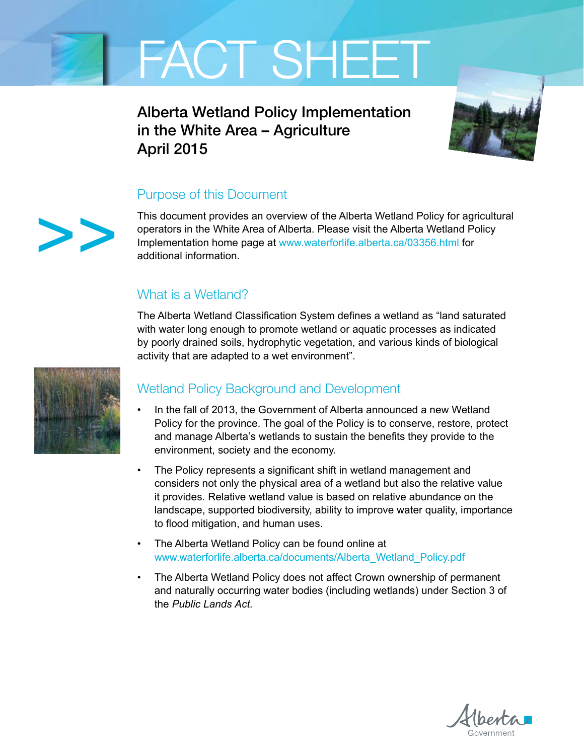# FACT SHEET

## Alberta Wetland Policy Implementation in the White Area – Agriculture
## April 2015

### Purpose of this Document

This document provides an overview of the Alberta Wetland Policy for agricultural operators in the White Area of Alberta. Please visit the Alberta Wetland Policy Implementation home page at www.waterforlife.alberta.ca/03356.html for additional information.

### What is a Wetland?

The Alberta Wetland Classification System defines a wetland as "land saturated with water long enough to promote wetland or aquatic processes as indicated by poorly drained soils, hydrophytic vegetation, and various kinds of biological activity that are adapted to a wet environment".

### Wetland Policy Background and Development

- In the fall of 2013, the Government of Alberta announced a new Wetland Policy for the province. The goal of the Policy is to conserve, restore, protect and manage Alberta's wetlands to sustain the benefits they provide to the environment, society and the economy.
- The Policy represents a significant shift in wetland management and considers not only the physical area of a wetland but also the relative value it provides. Relative wetland value is based on relative abundance on the landscape, supported biodiversity, ability to improve water quality, importance to flood mitigation, and human uses.
- The Alberta Wetland Policy can be found online at www.waterforlife.alberta.ca/documents/Alberta_Wetland_Policy.pdf
- The Alberta Wetland Policy does not affect Crown ownership of permanent and naturally occurring water bodies (including wetlands) under Section 3 of the *Public Lands Act*.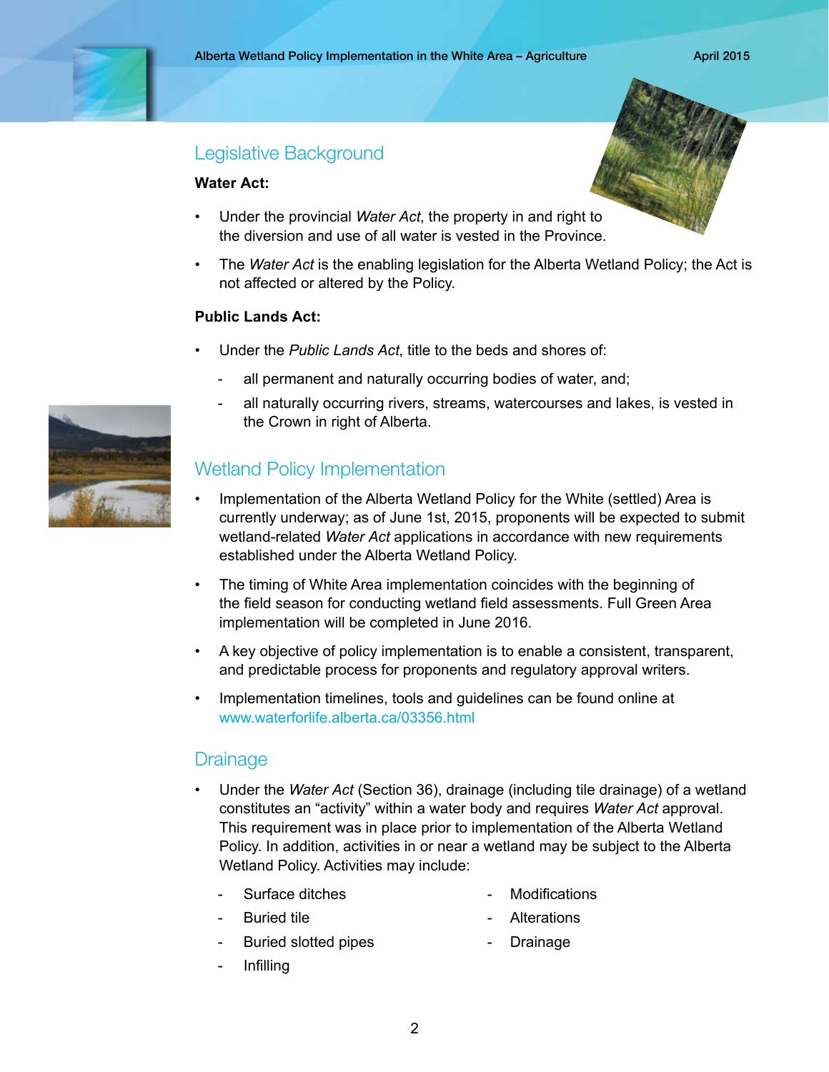## Legislative Background

**Water Act:**

- Under the provincial *Water Act*, the property in and right to the diversion and use of all water is vested in the Province.
- The *Water Act* is the enabling legislation for the Alberta Wetland Policy; the Act is not affected or altered by the Policy.

**Public Lands Act:**

- Under the *Public Lands Act*, title to the beds and shores of:
  - all permanent and naturally occurring bodies of water, and;
  - all naturally occurring rivers, streams, watercourses and lakes, is vested in the Crown in right of Alberta.

## Wetland Policy Implementation

- Implementation of the Alberta Wetland Policy for the White (settled) Area is currently underway; as of June 1st, 2015, proponents will be expected to submit wetland-related *Water Act* applications in accordance with new requirements established under the Alberta Wetland Policy.
- The timing of White Area implementation coincides with the beginning of the field season for conducting wetland field assessments. Full Green Area implementation will be completed in June 2016.
- A key objective of policy implementation is to enable a consistent, transparent, and predictable process for proponents and regulatory approval writers.
- Implementation timelines, tools and guidelines can be found online at www.waterforlife.alberta.ca/03356.html

## Drainage

- Under the *Water Act* (Section 36), drainage (including tile drainage) of a wetland constitutes an "activity" within a water body and requires *Water Act* approval. This requirement was in place prior to implementation of the Alberta Wetland Policy. In addition, activities in or near a wetland may be subject to the Alberta Wetland Policy. Activities may include:
  - Surface ditches
  - Buried tile
  - Buried slotted pipes
  - Infilling
  - Modifications
  - Alterations
  - Drainage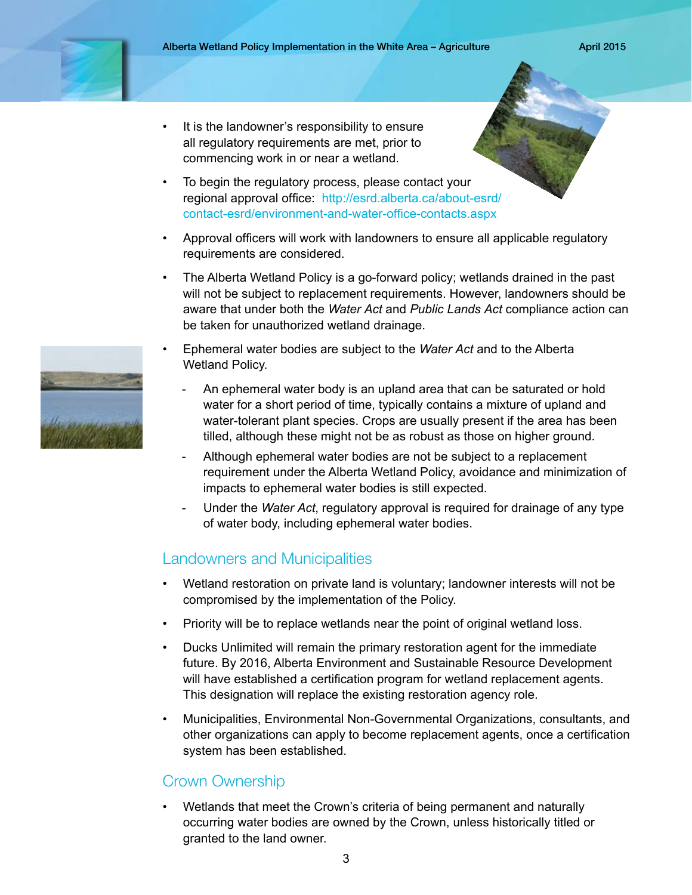- It is the landowner's responsibility to ensure all regulatory requirements are met, prior to commencing work in or near a wetland.
- To begin the regulatory process, please contact your regional approval office: http://esrd.alberta.ca/about-esrd/contact-esrd/environment-and-water-office-contacts.aspx
- Approval officers will work with landowners to ensure all applicable regulatory requirements are considered.
- The Alberta Wetland Policy is a go-forward policy; wetlands drained in the past will not be subject to replacement requirements. However, landowners should be aware that under both the *Water Act* and *Public Lands Act* compliance action can be taken for unauthorized wetland drainage.
- Ephemeral water bodies are subject to the *Water Act* and to the Alberta Wetland Policy.
  - An ephemeral water body is an upland area that can be saturated or hold water for a short period of time, typically contains a mixture of upland and water-tolerant plant species. Crops are usually present if the area has been tilled, although these might not be as robust as those on higher ground.
  - Although ephemeral water bodies are not be subject to a replacement requirement under the Alberta Wetland Policy, avoidance and minimization of impacts to ephemeral water bodies is still expected.
  - Under the *Water Act*, regulatory approval is required for drainage of any type of water body, including ephemeral water bodies.

## Landowners and Municipalities

- Wetland restoration on private land is voluntary; landowner interests will not be compromised by the implementation of the Policy.
- Priority will be to replace wetlands near the point of original wetland loss.
- Ducks Unlimited will remain the primary restoration agent for the immediate future. By 2016, Alberta Environment and Sustainable Resource Development will have established a certification program for wetland replacement agents. This designation will replace the existing restoration agency role.
- Municipalities, Environmental Non-Governmental Organizations, consultants, and other organizations can apply to become replacement agents, once a certification system has been established.

## Crown Ownership

- Wetlands that meet the Crown's criteria of being permanent and naturally occurring water bodies are owned by the Crown, unless historically titled or granted to the land owner.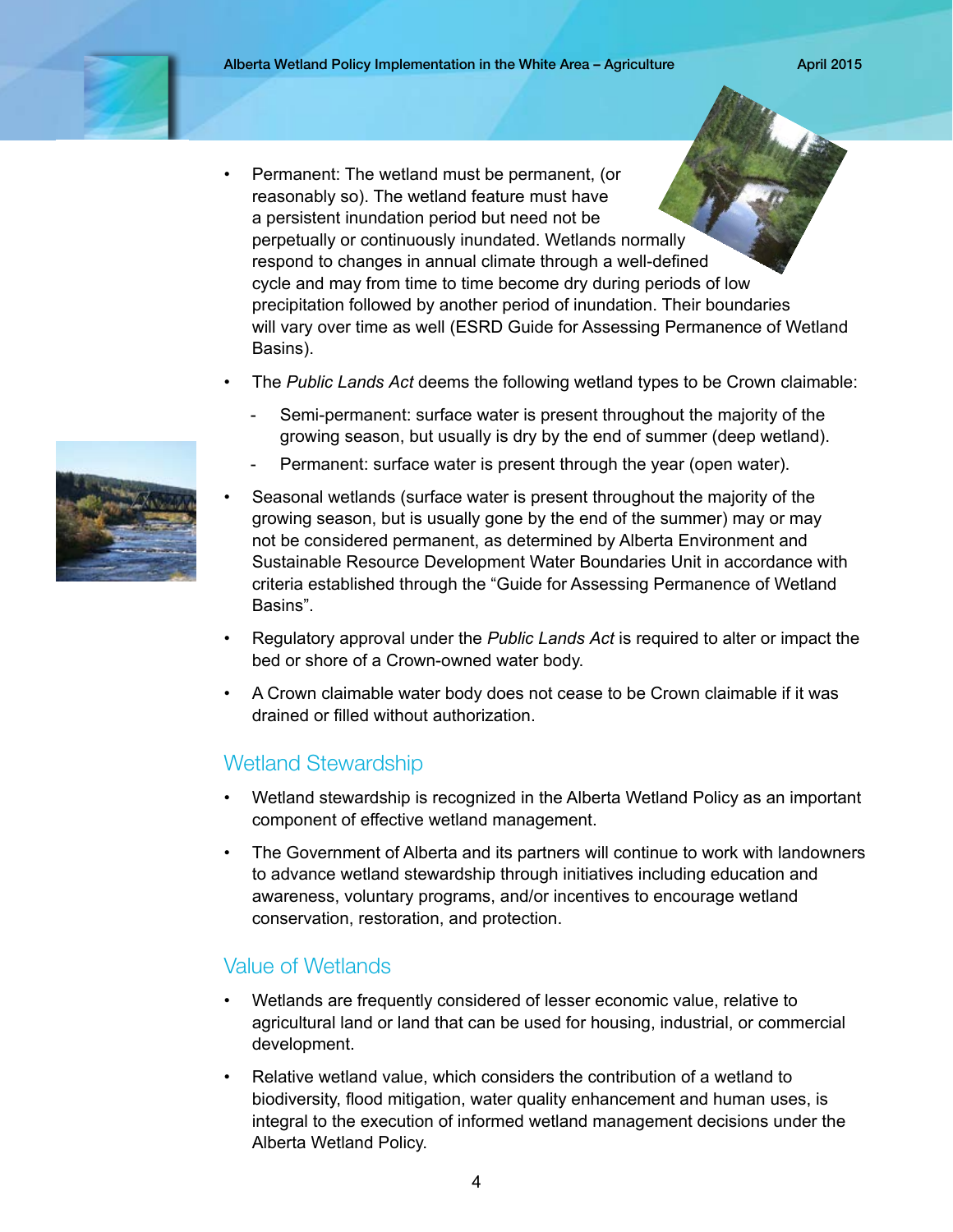- Permanent: The wetland must be permanent, (or reasonably so). The wetland feature must have a persistent inundation period but need not be perpetually or continuously inundated. Wetlands normally respond to changes in annual climate through a well-defined cycle and may from time to time become dry during periods of low precipitation followed by another period of inundation. Their boundaries will vary over time as well (ESRD Guide for Assessing Permanence of Wetland Basins).
- The *Public Lands Act* deems the following wetland types to be Crown claimable:
  - Semi-permanent: surface water is present throughout the majority of the growing season, but usually is dry by the end of summer (deep wetland).
  - Permanent: surface water is present through the year (open water).
- Seasonal wetlands (surface water is present throughout the majority of the growing season, but is usually gone by the end of the summer) may or may not be considered permanent, as determined by Alberta Environment and Sustainable Resource Development Water Boundaries Unit in accordance with criteria established through the "Guide for Assessing Permanence of Wetland Basins".
- Regulatory approval under the *Public Lands Act* is required to alter or impact the bed or shore of a Crown-owned water body.
- A Crown claimable water body does not cease to be Crown claimable if it was drained or filled without authorization.

## Wetland Stewardship

- Wetland stewardship is recognized in the Alberta Wetland Policy as an important component of effective wetland management.
- The Government of Alberta and its partners will continue to work with landowners to advance wetland stewardship through initiatives including education and awareness, voluntary programs, and/or incentives to encourage wetland conservation, restoration, and protection.

## Value of Wetlands

- Wetlands are frequently considered of lesser economic value, relative to agricultural land or land that can be used for housing, industrial, or commercial development.
- Relative wetland value, which considers the contribution of a wetland to biodiversity, flood mitigation, water quality enhancement and human uses, is integral to the execution of informed wetland management decisions under the Alberta Wetland Policy.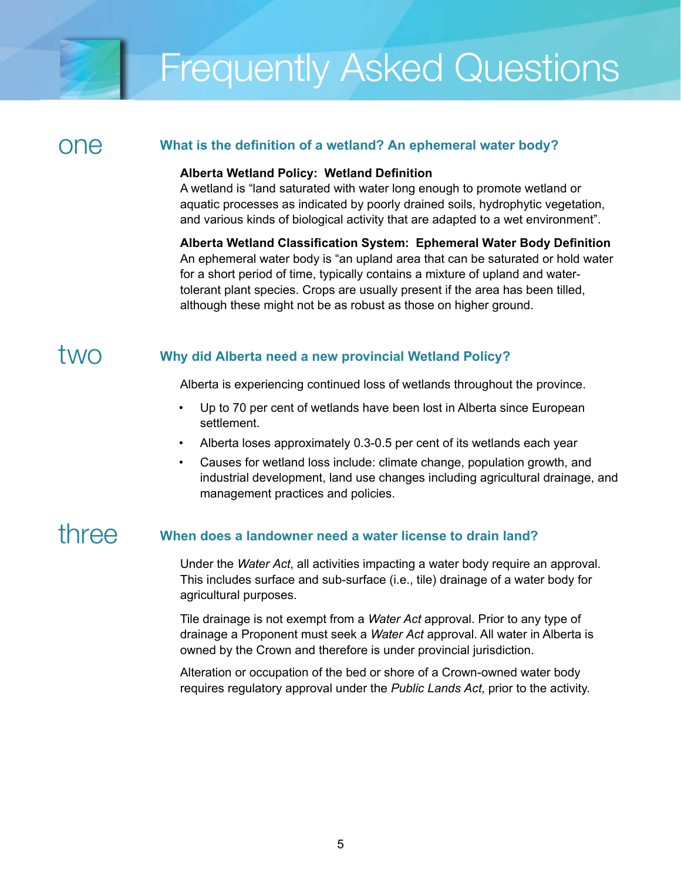# Frequently Asked Questions

## one — What is the definition of a wetland? An ephemeral water body?

**Alberta Wetland Policy: Wetland Definition**

A wetland is "land saturated with water long enough to promote wetland or aquatic processes as indicated by poorly drained soils, hydrophytic vegetation, and various kinds of biological activity that are adapted to a wet environment".

**Alberta Wetland Classification System: Ephemeral Water Body Definition**

An ephemeral water body is "an upland area that can be saturated or hold water for a short period of time, typically contains a mixture of upland and water-tolerant plant species. Crops are usually present if the area has been tilled, although these might not be as robust as those on higher ground.

## two — Why did Alberta need a new provincial Wetland Policy?

Alberta is experiencing continued loss of wetlands throughout the province.

- Up to 70 per cent of wetlands have been lost in Alberta since European settlement.
- Alberta loses approximately 0.3-0.5 per cent of its wetlands each year
- Causes for wetland loss include: climate change, population growth, and industrial development, land use changes including agricultural drainage, and management practices and policies.

## three — When does a landowner need a water license to drain land?

Under the *Water Act*, all activities impacting a water body require an approval. This includes surface and sub-surface (i.e., tile) drainage of a water body for agricultural purposes.

Tile drainage is not exempt from a *Water Act* approval. Prior to any type of drainage a Proponent must seek a *Water Act* approval. All water in Alberta is owned by the Crown and therefore is under provincial jurisdiction.

Alteration or occupation of the bed or shore of a Crown-owned water body requires regulatory approval under the *Public Lands Act*, prior to the activity.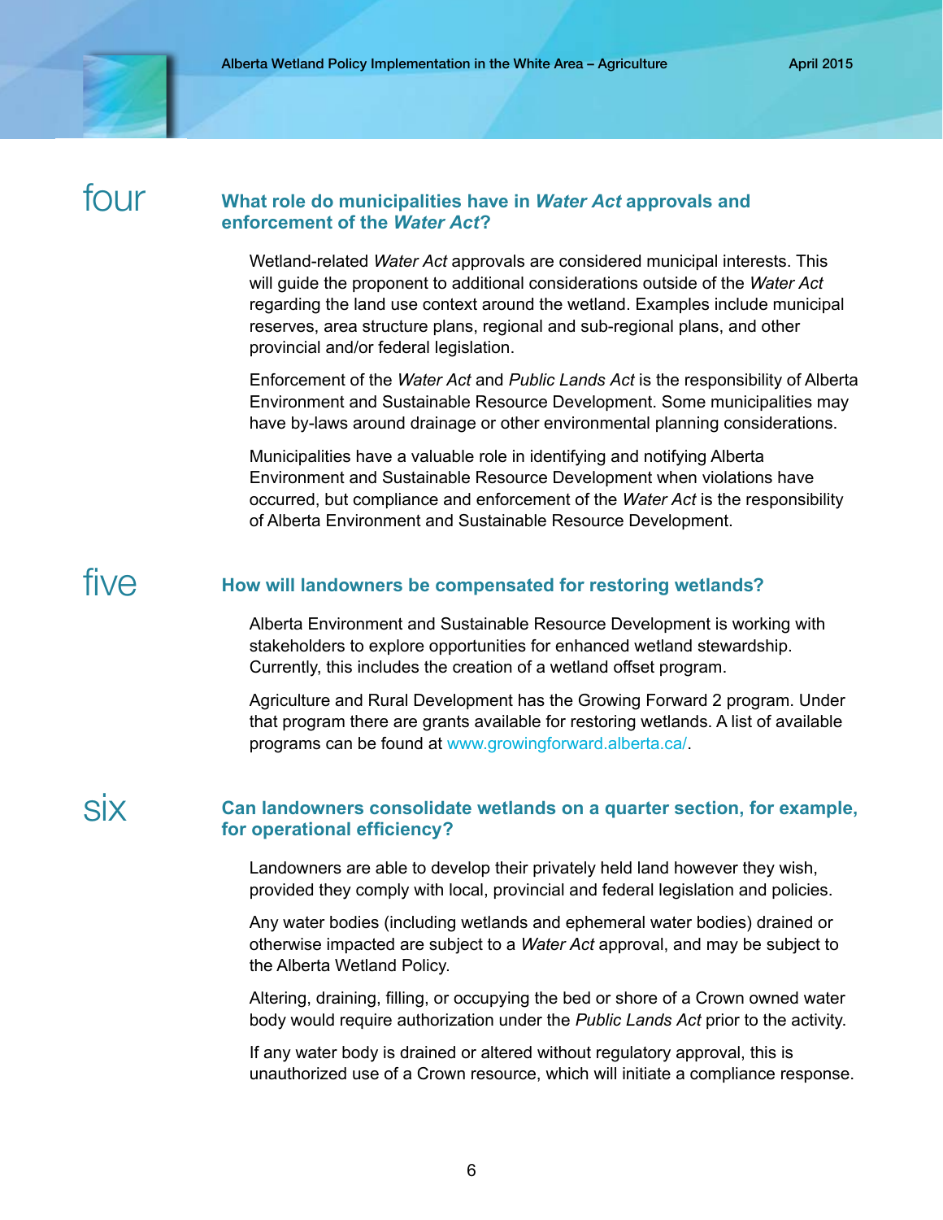## four

### What role do municipalities have in *Water Act* approvals and enforcement of the *Water Act*?

Wetland-related *Water Act* approvals are considered municipal interests. This will guide the proponent to additional considerations outside of the *Water Act* regarding the land use context around the wetland. Examples include municipal reserves, area structure plans, regional and sub-regional plans, and other provincial and/or federal legislation.

Enforcement of the *Water Act* and *Public Lands Act* is the responsibility of Alberta Environment and Sustainable Resource Development. Some municipalities may have by-laws around drainage or other environmental planning considerations.

Municipalities have a valuable role in identifying and notifying Alberta Environment and Sustainable Resource Development when violations have occurred, but compliance and enforcement of the *Water Act* is the responsibility of Alberta Environment and Sustainable Resource Development.

## five

### How will landowners be compensated for restoring wetlands?

Alberta Environment and Sustainable Resource Development is working with stakeholders to explore opportunities for enhanced wetland stewardship. Currently, this includes the creation of a wetland offset program.

Agriculture and Rural Development has the Growing Forward 2 program. Under that program there are grants available for restoring wetlands. A list of available programs can be found at www.growingforward.alberta.ca/.

## six

### Can landowners consolidate wetlands on a quarter section, for example, for operational efficiency?

Landowners are able to develop their privately held land however they wish, provided they comply with local, provincial and federal legislation and policies.

Any water bodies (including wetlands and ephemeral water bodies) drained or otherwise impacted are subject to a *Water Act* approval, and may be subject to the Alberta Wetland Policy.

Altering, draining, filling, or occupying the bed or shore of a Crown owned water body would require authorization under the *Public Lands Act* prior to the activity.

If any water body is drained or altered without regulatory approval, this is unauthorized use of a Crown resource, which will initiate a compliance response.